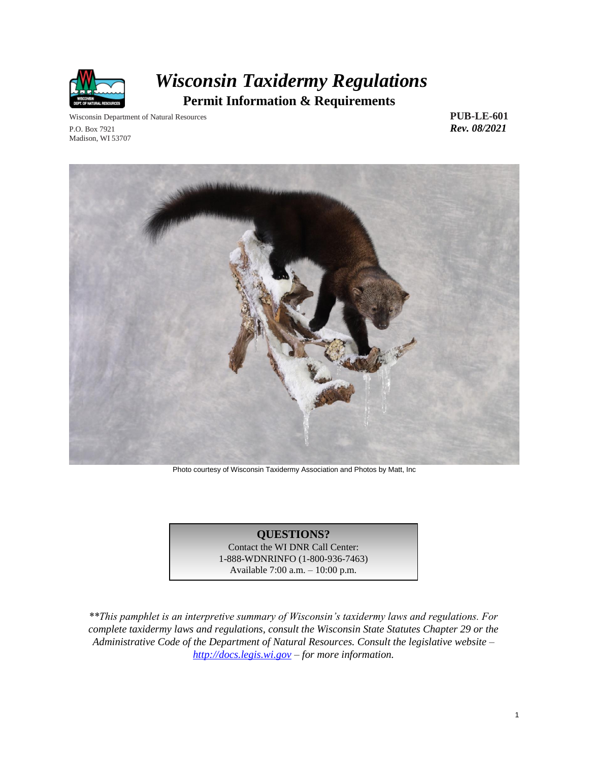# *Wisconsin Taxidermy Regulations*

## Permit Information & Requirements

Wisconsin Department of Natural Resources
P.O. Box 7921
Madison, WI 53707

**PUB-LE-601**
***Rev. 08/2021***

Photo courtesy of Wisconsin Taxidermy Association and Photos by Matt, Inc

**QUESTIONS?**
Contact the WI DNR Call Center:
1-888-WDNRINFO (1-800-936-7463)
Available 7:00 a.m. – 10:00 p.m.

*\*\*This pamphlet is an interpretive summary of Wisconsin's taxidermy laws and regulations. For complete taxidermy laws and regulations, consult the Wisconsin State Statutes Chapter 29 or the Administrative Code of the Department of Natural Resources. Consult the legislative website – [http://docs.legis.wi.gov](http://docs.legis.wi.gov) – for more information.*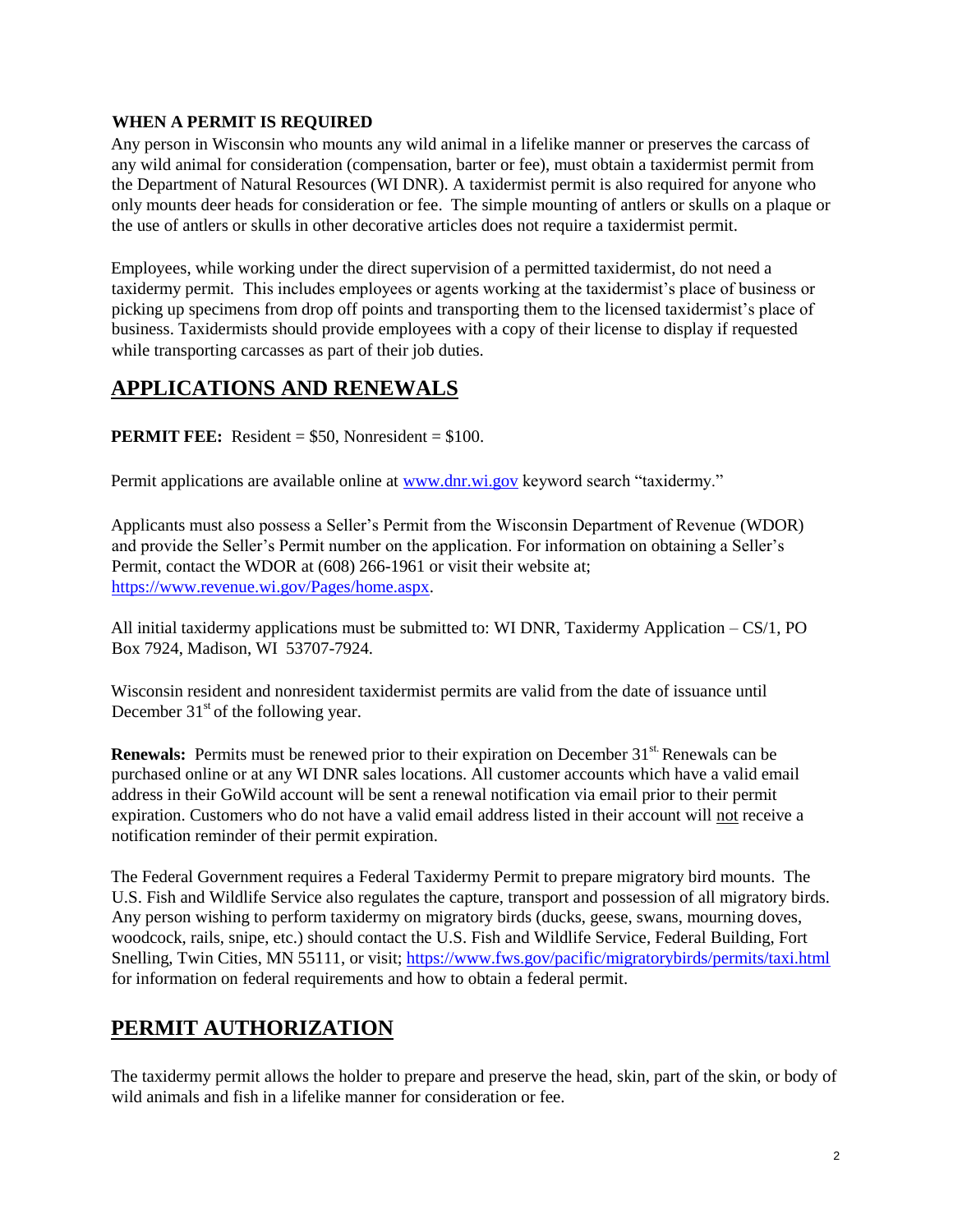**WHEN A PERMIT IS REQUIRED**

Any person in Wisconsin who mounts any wild animal in a lifelike manner or preserves the carcass of any wild animal for consideration (compensation, barter or fee), must obtain a taxidermist permit from the Department of Natural Resources (WI DNR). A taxidermist permit is also required for anyone who only mounts deer heads for consideration or fee. The simple mounting of antlers or skulls on a plaque or the use of antlers or skulls in other decorative articles does not require a taxidermist permit.

Employees, while working under the direct supervision of a permitted taxidermist, do not need a taxidermy permit. This includes employees or agents working at the taxidermist's place of business or picking up specimens from drop off points and transporting them to the licensed taxidermist's place of business. Taxidermists should provide employees with a copy of their license to display if requested while transporting carcasses as part of their job duties.

## APPLICATIONS AND RENEWALS

**PERMIT FEE:** Resident = $50, Nonresident = $100.

Permit applications are available online at www.dnr.wi.gov keyword search "taxidermy."

Applicants must also possess a Seller's Permit from the Wisconsin Department of Revenue (WDOR) and provide the Seller's Permit number on the application. For information on obtaining a Seller's Permit, contact the WDOR at (608) 266-1961 or visit their website at; https://www.revenue.wi.gov/Pages/home.aspx.

All initial taxidermy applications must be submitted to: WI DNR, Taxidermy Application – CS/1, PO Box 7924, Madison, WI 53707-7924.

Wisconsin resident and nonresident taxidermist permits are valid from the date of issuance until December 31st of the following year.

**Renewals:** Permits must be renewed prior to their expiration on December 31st. Renewals can be purchased online or at any WI DNR sales locations. All customer accounts which have a valid email address in their GoWild account will be sent a renewal notification via email prior to their permit expiration. Customers who do not have a valid email address listed in their account will not receive a notification reminder of their permit expiration.

The Federal Government requires a Federal Taxidermy Permit to prepare migratory bird mounts. The U.S. Fish and Wildlife Service also regulates the capture, transport and possession of all migratory birds. Any person wishing to perform taxidermy on migratory birds (ducks, geese, swans, mourning doves, woodcock, rails, snipe, etc.) should contact the U.S. Fish and Wildlife Service, Federal Building, Fort Snelling, Twin Cities, MN 55111, or visit; https://www.fws.gov/pacific/migratorybirds/permits/taxi.html for information on federal requirements and how to obtain a federal permit.

## PERMIT AUTHORIZATION

The taxidermy permit allows the holder to prepare and preserve the head, skin, part of the skin, or body of wild animals and fish in a lifelike manner for consideration or fee.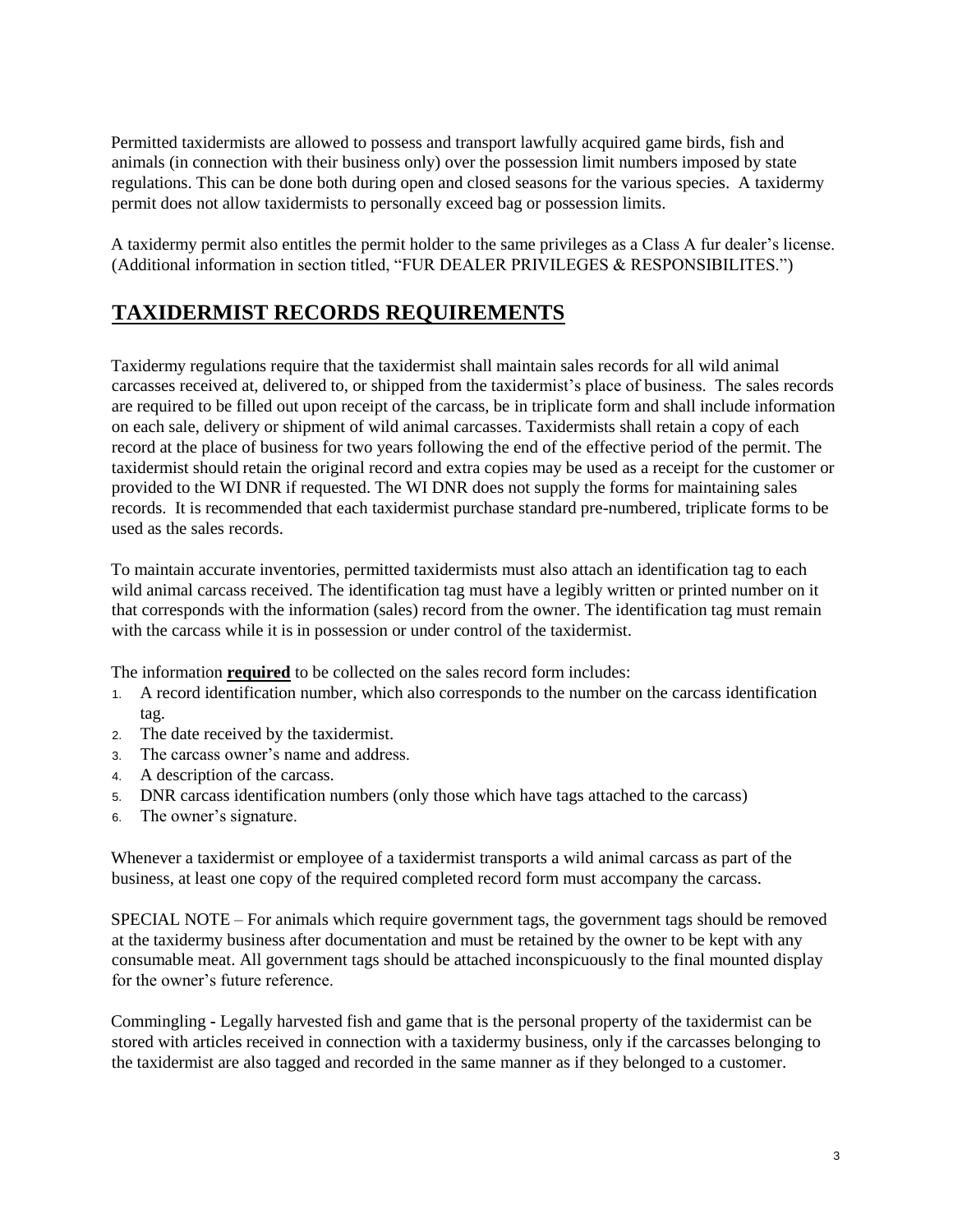Permitted taxidermists are allowed to possess and transport lawfully acquired game birds, fish and animals (in connection with their business only) over the possession limit numbers imposed by state regulations. This can be done both during open and closed seasons for the various species. A taxidermy permit does not allow taxidermists to personally exceed bag or possession limits.

A taxidermy permit also entitles the permit holder to the same privileges as a Class A fur dealer's license. (Additional information in section titled, "FUR DEALER PRIVILEGES & RESPONSIBILITES.")

## TAXIDERMIST RECORDS REQUIREMENTS

Taxidermy regulations require that the taxidermist shall maintain sales records for all wild animal carcasses received at, delivered to, or shipped from the taxidermist's place of business. The sales records are required to be filled out upon receipt of the carcass, be in triplicate form and shall include information on each sale, delivery or shipment of wild animal carcasses. Taxidermists shall retain a copy of each record at the place of business for two years following the end of the effective period of the permit. The taxidermist should retain the original record and extra copies may be used as a receipt for the customer or provided to the WI DNR if requested. The WI DNR does not supply the forms for maintaining sales records. It is recommended that each taxidermist purchase standard pre-numbered, triplicate forms to be used as the sales records.

To maintain accurate inventories, permitted taxidermists must also attach an identification tag to each wild animal carcass received. The identification tag must have a legibly written or printed number on it that corresponds with the information (sales) record from the owner. The identification tag must remain with the carcass while it is in possession or under control of the taxidermist.

The information **required** to be collected on the sales record form includes:

1. A record identification number, which also corresponds to the number on the carcass identification tag.
2. The date received by the taxidermist.
3. The carcass owner's name and address.
4. A description of the carcass.
5. DNR carcass identification numbers (only those which have tags attached to the carcass)
6. The owner's signature.

Whenever a taxidermist or employee of a taxidermist transports a wild animal carcass as part of the business, at least one copy of the required completed record form must accompany the carcass.

SPECIAL NOTE – For animals which require government tags, the government tags should be removed at the taxidermy business after documentation and must be retained by the owner to be kept with any consumable meat. All government tags should be attached inconspicuously to the final mounted display for the owner's future reference.

Commingling - Legally harvested fish and game that is the personal property of the taxidermist can be stored with articles received in connection with a taxidermy business, only if the carcasses belonging to the taxidermist are also tagged and recorded in the same manner as if they belonged to a customer.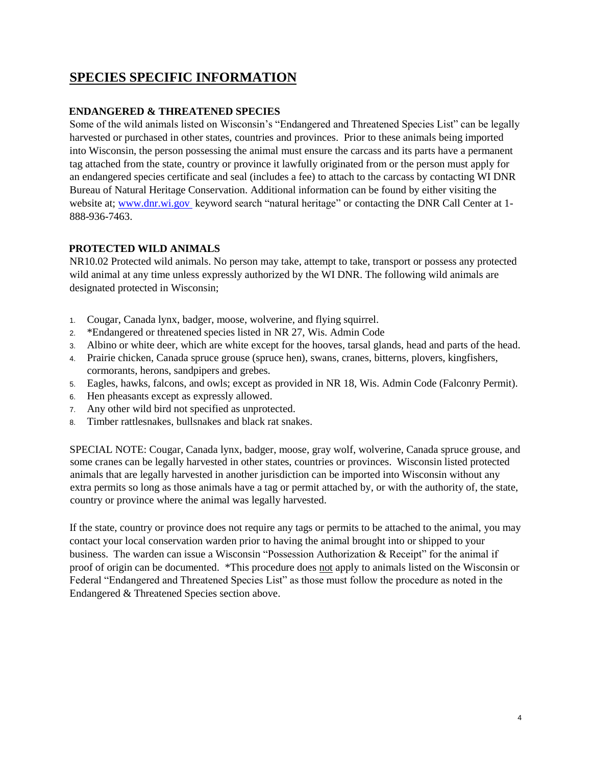# SPECIES SPECIFIC INFORMATION

### ENDANGERED & THREATENED SPECIES

Some of the wild animals listed on Wisconsin's "Endangered and Threatened Species List" can be legally harvested or purchased in other states, countries and provinces. Prior to these animals being imported into Wisconsin, the person possessing the animal must ensure the carcass and its parts have a permanent tag attached from the state, country or province it lawfully originated from or the person must apply for an endangered species certificate and seal (includes a fee) to attach to the carcass by contacting WI DNR Bureau of Natural Heritage Conservation. Additional information can be found by either visiting the website at; [www.dnr.wi.gov](http://www.dnr.wi.gov) keyword search "natural heritage" or contacting the DNR Call Center at 1-888-936-7463.

### PROTECTED WILD ANIMALS

NR10.02 Protected wild animals. No person may take, attempt to take, transport or possess any protected wild animal at any time unless expressly authorized by the WI DNR. The following wild animals are designated protected in Wisconsin;

1. Cougar, Canada lynx, badger, moose, wolverine, and flying squirrel.
2. *Endangered or threatened species listed in NR 27, Wis. Admin Code
3. Albino or white deer, which are white except for the hooves, tarsal glands, head and parts of the head.
4. Prairie chicken, Canada spruce grouse (spruce hen), swans, cranes, bitterns, plovers, kingfishers, cormorants, herons, sandpipers and grebes.
5. Eagles, hawks, falcons, and owls; except as provided in NR 18, Wis. Admin Code (Falconry Permit).
6. Hen pheasants except as expressly allowed.
7. Any other wild bird not specified as unprotected.
8. Timber rattlesnakes, bullsnakes and black rat snakes.

SPECIAL NOTE: Cougar, Canada lynx, badger, moose, gray wolf, wolverine, Canada spruce grouse, and some cranes can be legally harvested in other states, countries or provinces. Wisconsin listed protected animals that are legally harvested in another jurisdiction can be imported into Wisconsin without any extra permits so long as those animals have a tag or permit attached by, or with the authority of, the state, country or province where the animal was legally harvested.

If the state, country or province does not require any tags or permits to be attached to the animal, you may contact your local conservation warden prior to having the animal brought into or shipped to your business. The warden can issue a Wisconsin "Possession Authorization & Receipt" for the animal if proof of origin can be documented. *This procedure does <u>not</u> apply to animals listed on the Wisconsin or Federal "Endangered and Threatened Species List" as those must follow the procedure as noted in the Endangered & Threatened Species section above.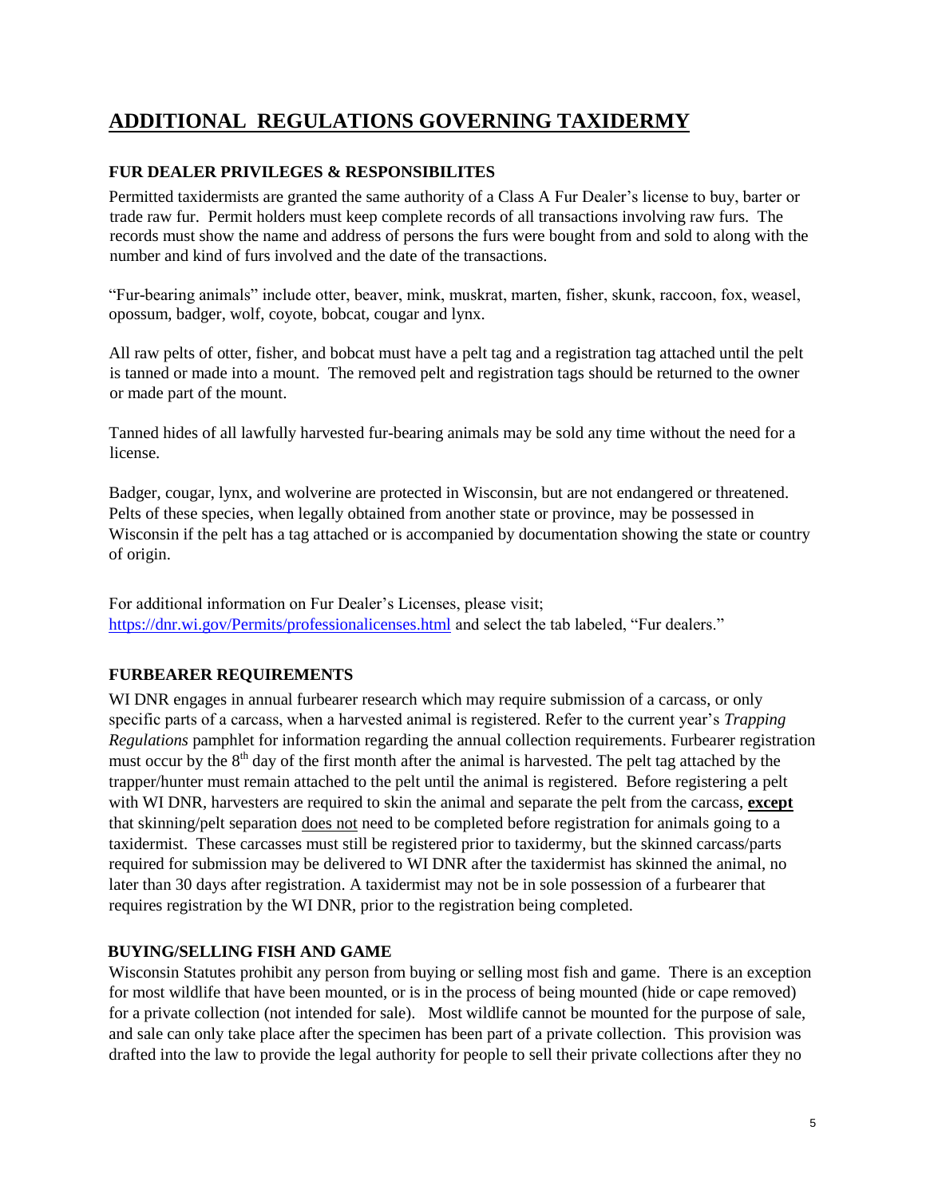# ADDITIONAL REGULATIONS GOVERNING TAXIDERMY

### FUR DEALER PRIVILEGES & RESPONSIBILITES

Permitted taxidermists are granted the same authority of a Class A Fur Dealer's license to buy, barter or trade raw fur. Permit holders must keep complete records of all transactions involving raw furs. The records must show the name and address of persons the furs were bought from and sold to along with the number and kind of furs involved and the date of the transactions.

"Fur-bearing animals" include otter, beaver, mink, muskrat, marten, fisher, skunk, raccoon, fox, weasel, opossum, badger, wolf, coyote, bobcat, cougar and lynx.

All raw pelts of otter, fisher, and bobcat must have a pelt tag and a registration tag attached until the pelt is tanned or made into a mount. The removed pelt and registration tags should be returned to the owner or made part of the mount.

Tanned hides of all lawfully harvested fur-bearing animals may be sold any time without the need for a license.

Badger, cougar, lynx, and wolverine are protected in Wisconsin, but are not endangered or threatened. Pelts of these species, when legally obtained from another state or province, may be possessed in Wisconsin if the pelt has a tag attached or is accompanied by documentation showing the state or country of origin.

For additional information on Fur Dealer's Licenses, please visit; https://dnr.wi.gov/Permits/professionalicenses.html and select the tab labeled, "Fur dealers."

### FURBEARER REQUIREMENTS

WI DNR engages in annual furbearer research which may require submission of a carcass, or only specific parts of a carcass, when a harvested animal is registered. Refer to the current year's *Trapping Regulations* pamphlet for information regarding the annual collection requirements. Furbearer registration must occur by the 8th day of the first month after the animal is harvested. The pelt tag attached by the trapper/hunter must remain attached to the pelt until the animal is registered. Before registering a pelt with WI DNR, harvesters are required to skin the animal and separate the pelt from the carcass, **except** that skinning/pelt separation does not need to be completed before registration for animals going to a taxidermist. These carcasses must still be registered prior to taxidermy, but the skinned carcass/parts required for submission may be delivered to WI DNR after the taxidermist has skinned the animal, no later than 30 days after registration. A taxidermist may not be in sole possession of a furbearer that requires registration by the WI DNR, prior to the registration being completed.

### BUYING/SELLING FISH AND GAME

Wisconsin Statutes prohibit any person from buying or selling most fish and game. There is an exception for most wildlife that have been mounted, or is in the process of being mounted (hide or cape removed) for a private collection (not intended for sale). Most wildlife cannot be mounted for the purpose of sale, and sale can only take place after the specimen has been part of a private collection. This provision was drafted into the law to provide the legal authority for people to sell their private collections after they no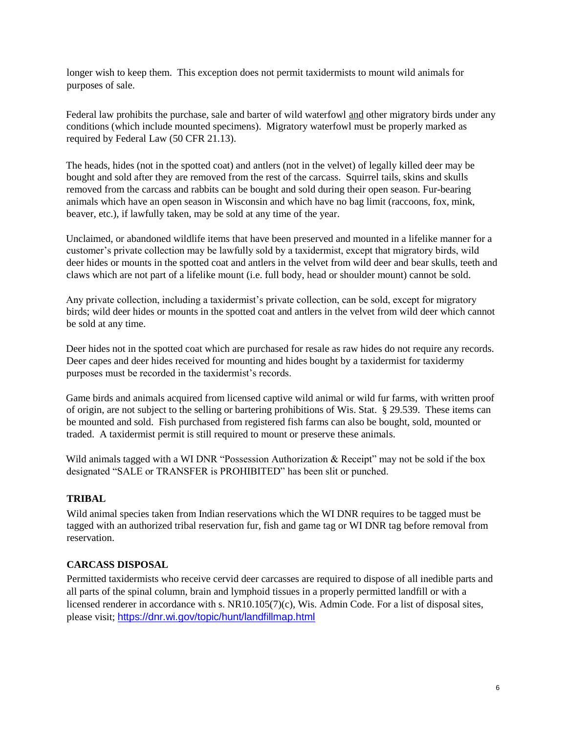longer wish to keep them. This exception does not permit taxidermists to mount wild animals for purposes of sale.

Federal law prohibits the purchase, sale and barter of wild waterfowl <u>and</u> other migratory birds under any conditions (which include mounted specimens). Migratory waterfowl must be properly marked as required by Federal Law (50 CFR 21.13).

The heads, hides (not in the spotted coat) and antlers (not in the velvet) of legally killed deer may be bought and sold after they are removed from the rest of the carcass. Squirrel tails, skins and skulls removed from the carcass and rabbits can be bought and sold during their open season. Fur-bearing animals which have an open season in Wisconsin and which have no bag limit (raccoons, fox, mink, beaver, etc.), if lawfully taken, may be sold at any time of the year.

Unclaimed, or abandoned wildlife items that have been preserved and mounted in a lifelike manner for a customer's private collection may be lawfully sold by a taxidermist, except that migratory birds, wild deer hides or mounts in the spotted coat and antlers in the velvet from wild deer and bear skulls, teeth and claws which are not part of a lifelike mount (i.e. full body, head or shoulder mount) cannot be sold.

Any private collection, including a taxidermist's private collection, can be sold, except for migratory birds; wild deer hides or mounts in the spotted coat and antlers in the velvet from wild deer which cannot be sold at any time.

Deer hides not in the spotted coat which are purchased for resale as raw hides do not require any records. Deer capes and deer hides received for mounting and hides bought by a taxidermist for taxidermy purposes must be recorded in the taxidermist's records.

Game birds and animals acquired from licensed captive wild animal or wild fur farms, with written proof of origin, are not subject to the selling or bartering prohibitions of Wis. Stat. § 29.539. These items can be mounted and sold. Fish purchased from registered fish farms can also be bought, sold, mounted or traded. A taxidermist permit is still required to mount or preserve these animals.

Wild animals tagged with a WI DNR "Possession Authorization & Receipt" may not be sold if the box designated "SALE or TRANSFER is PROHIBITED" has been slit or punched.

## TRIBAL

Wild animal species taken from Indian reservations which the WI DNR requires to be tagged must be tagged with an authorized tribal reservation fur, fish and game tag or WI DNR tag before removal from reservation.

## CARCASS DISPOSAL

Permitted taxidermists who receive cervid deer carcasses are required to dispose of all inedible parts and all parts of the spinal column, brain and lymphoid tissues in a properly permitted landfill or with a licensed renderer in accordance with s. NR10.105(7)(c), Wis. Admin Code. For a list of disposal sites, please visit; https://dnr.wi.gov/topic/hunt/landfillmap.html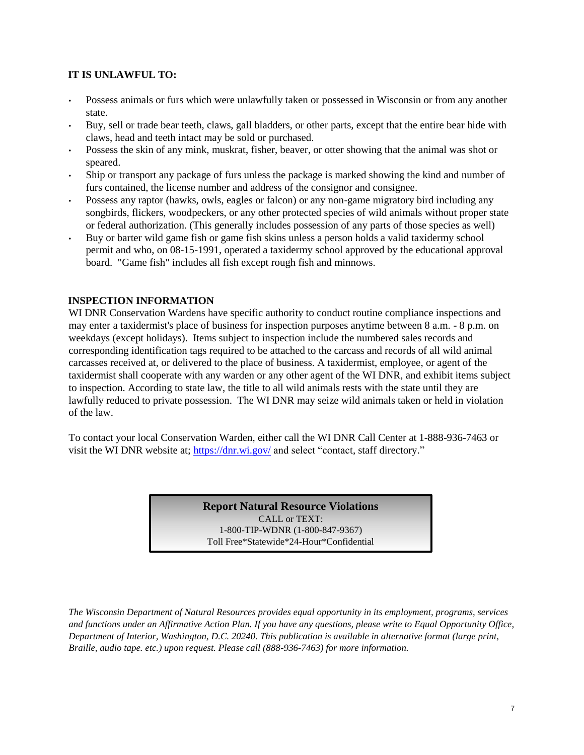**IT IS UNLAWFUL TO:**

- Possess animals or furs which were unlawfully taken or possessed in Wisconsin or from any another state.
- Buy, sell or trade bear teeth, claws, gall bladders, or other parts, except that the entire bear hide with claws, head and teeth intact may be sold or purchased.
- Possess the skin of any mink, muskrat, fisher, beaver, or otter showing that the animal was shot or speared.
- Ship or transport any package of furs unless the package is marked showing the kind and number of furs contained, the license number and address of the consignor and consignee.
- Possess any raptor (hawks, owls, eagles or falcon) or any non-game migratory bird including any songbirds, flickers, woodpeckers, or any other protected species of wild animals without proper state or federal authorization. (This generally includes possession of any parts of those species as well)
- Buy or barter wild game fish or game fish skins unless a person holds a valid taxidermy school permit and who, on 08-15-1991, operated a taxidermy school approved by the educational approval board. "Game fish" includes all fish except rough fish and minnows.

**INSPECTION INFORMATION**

WI DNR Conservation Wardens have specific authority to conduct routine compliance inspections and may enter a taxidermist's place of business for inspection purposes anytime between 8 a.m. - 8 p.m. on weekdays (except holidays). Items subject to inspection include the numbered sales records and corresponding identification tags required to be attached to the carcass and records of all wild animal carcasses received at, or delivered to the place of business. A taxidermist, employee, or agent of the taxidermist shall cooperate with any warden or any other agent of the WI DNR, and exhibit items subject to inspection. According to state law, the title to all wild animals rests with the state until they are lawfully reduced to private possession. The WI DNR may seize wild animals taken or held in violation of the law.

To contact your local Conservation Warden, either call the WI DNR Call Center at 1-888-936-7463 or visit the WI DNR website at; https://dnr.wi.gov/ and select "contact, staff directory."

**Report Natural Resource Violations**
CALL or TEXT:
1-800-TIP-WDNR (1-800-847-9367)
Toll Free*Statewide*24-Hour*Confidential

*The Wisconsin Department of Natural Resources provides equal opportunity in its employment, programs, services and functions under an Affirmative Action Plan. If you have any questions, please write to Equal Opportunity Office, Department of Interior, Washington, D.C. 20240. This publication is available in alternative format (large print, Braille, audio tape. etc.) upon request. Please call (888-936-7463) for more information.*